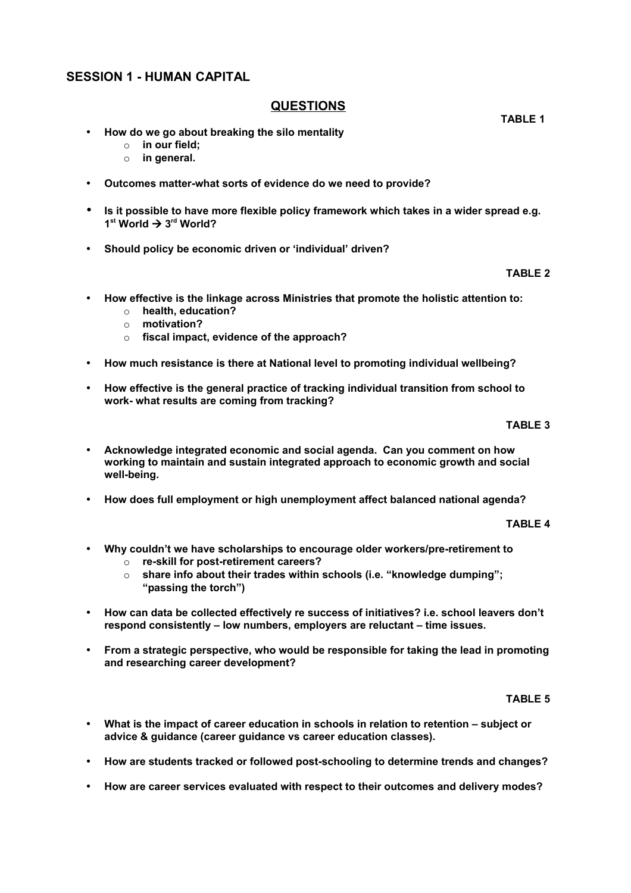## SESSION 1 - HUMAN CAPITAL

### QUESTIONS

**TABLE 1**

- **How do we go about breaking the silo mentality**
    - **in our field;**
    - **in general.**
- **Outcomes matter-what sorts of evidence do we need to provide?**
- **Is it possible to have more flexible policy framework which takes in a wider spread e.g. 1st World → 3rd World?**
- **Should policy be economic driven or 'individual' driven?**

**TABLE 2**

- **How effective is the linkage across Ministries that promote the holistic attention to:**
    - **health, education?**
    - **motivation?**
    - **fiscal impact, evidence of the approach?**
- **How much resistance is there at National level to promoting individual wellbeing?**
- **How effective is the general practice of tracking individual transition from school to work- what results are coming from tracking?**

**TABLE 3**

- **Acknowledge integrated economic and social agenda. Can you comment on how working to maintain and sustain integrated approach to economic growth and social well-being.**
- **How does full employment or high unemployment affect balanced national agenda?**

**TABLE 4**

- **Why couldn't we have scholarships to encourage older workers/pre-retirement to**
    - **re-skill for post-retirement careers?**
    - **share info about their trades within schools (i.e. "knowledge dumping"; "passing the torch")**
- **How can data be collected effectively re success of initiatives? i.e. school leavers don't respond consistently – low numbers, employers are reluctant – time issues.**
- **From a strategic perspective, who would be responsible for taking the lead in promoting and researching career development?**

**TABLE 5**

- **What is the impact of career education in schools in relation to retention – subject or advice & guidance (career guidance vs career education classes).**
- **How are students tracked or followed post-schooling to determine trends and changes?**
- **How are career services evaluated with respect to their outcomes and delivery modes?**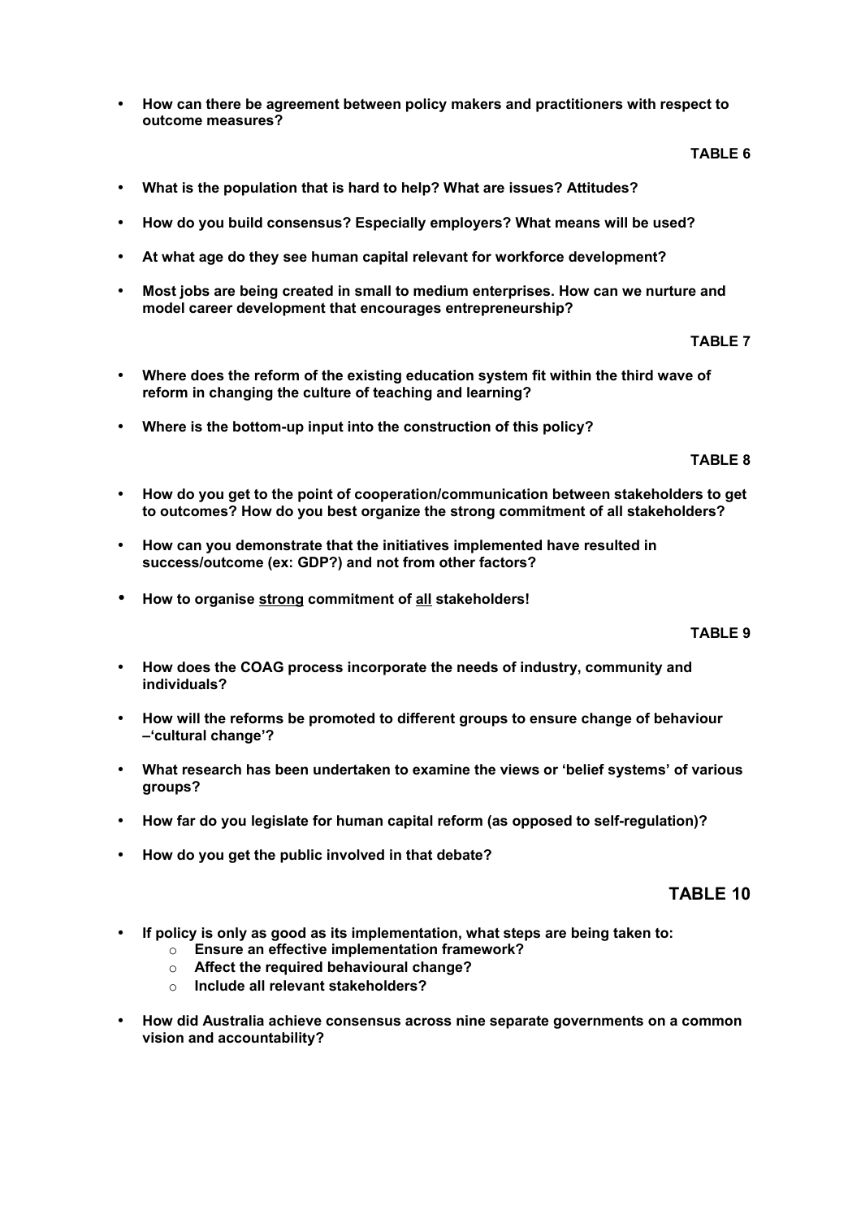- **How can there be agreement between policy makers and practitioners with respect to outcome measures?**

**TABLE 6**

- **What is the population that is hard to help? What are issues? Attitudes?**
- **How do you build consensus? Especially employers? What means will be used?**
- **At what age do they see human capital relevant for workforce development?**
- **Most jobs are being created in small to medium enterprises. How can we nurture and model career development that encourages entrepreneurship?**

**TABLE 7**

- **Where does the reform of the existing education system fit within the third wave of reform in changing the culture of teaching and learning?**
- **Where is the bottom-up input into the construction of this policy?**

**TABLE 8**

- **How do you get to the point of cooperation/communication between stakeholders to get to outcomes? How do you best organize the strong commitment of all stakeholders?**
- **How can you demonstrate that the initiatives implemented have resulted in success/outcome (ex: GDP?) and not from other factors?**
- **How to organise <u>strong</u> commitment of <u>all</u> stakeholders!**

**TABLE 9**

- **How does the COAG process incorporate the needs of industry, community and individuals?**
- **How will the reforms be promoted to different groups to ensure change of behaviour –'cultural change'?**
- **What research has been undertaken to examine the views or 'belief systems' of various groups?**
- **How far do you legislate for human capital reform (as opposed to self-regulation)?**
- **How do you get the public involved in that debate?**

## TABLE 10

- **If policy is only as good as its implementation, what steps are being taken to:**
  - **Ensure an effective implementation framework?**
  - **Affect the required behavioural change?**
  - **Include all relevant stakeholders?**
- **How did Australia achieve consensus across nine separate governments on a common vision and accountability?**